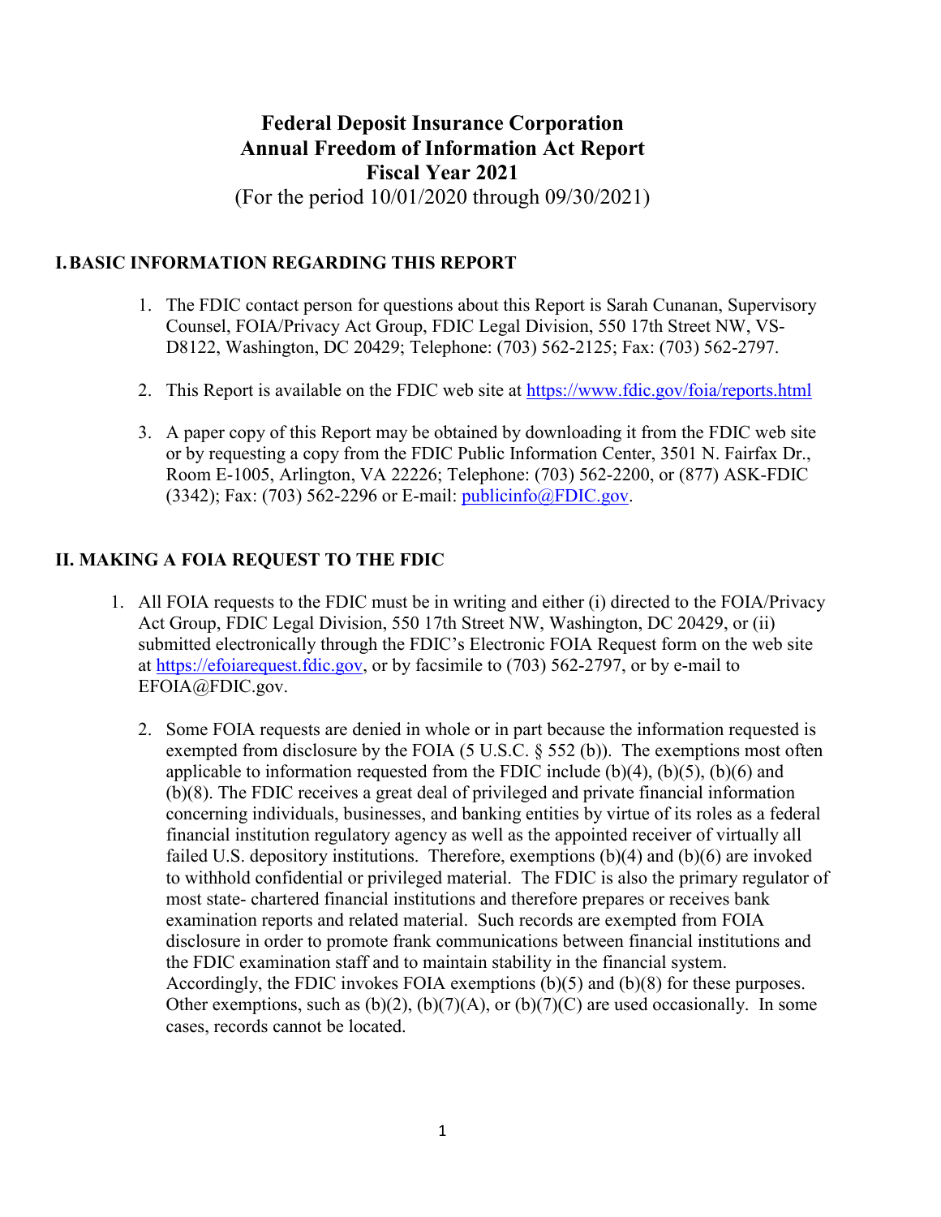# Federal Deposit Insurance Corporation
# Annual Freedom of Information Act Report
# Fiscal Year 2021

(For the period 10/01/2020 through 09/30/2021)

## I. BASIC INFORMATION REGARDING THIS REPORT

1. The FDIC contact person for questions about this Report is Sarah Cunanan, Supervisory Counsel, FOIA/Privacy Act Group, FDIC Legal Division, 550 17th Street NW, VS-D8122, Washington, DC 20429; Telephone: (703) 562-2125; Fax: (703) 562-2797.

2. This Report is available on the FDIC web site at https://www.fdic.gov/foia/reports.html

3. A paper copy of this Report may be obtained by downloading it from the FDIC web site or by requesting a copy from the FDIC Public Information Center, 3501 N. Fairfax Dr., Room E-1005, Arlington, VA 22226; Telephone: (703) 562-2200, or (877) ASK-FDIC (3342); Fax: (703) 562-2296 or E-mail: publicinfo@FDIC.gov.

## II. MAKING A FOIA REQUEST TO THE FDIC

1. All FOIA requests to the FDIC must be in writing and either (i) directed to the FOIA/Privacy Act Group, FDIC Legal Division, 550 17th Street NW, Washington, DC 20429, or (ii) submitted electronically through the FDIC's Electronic FOIA Request form on the web site at https://efoiarequest.fdic.gov, or by facsimile to (703) 562-2797, or by e-mail to EFOIA@FDIC.gov.

2. Some FOIA requests are denied in whole or in part because the information requested is exempted from disclosure by the FOIA (5 U.S.C. § 552 (b)). The exemptions most often applicable to information requested from the FDIC include (b)(4), (b)(5), (b)(6) and (b)(8). The FDIC receives a great deal of privileged and private financial information concerning individuals, businesses, and banking entities by virtue of its roles as a federal financial institution regulatory agency as well as the appointed receiver of virtually all failed U.S. depository institutions. Therefore, exemptions (b)(4) and (b)(6) are invoked to withhold confidential or privileged material. The FDIC is also the primary regulator of most state- chartered financial institutions and therefore prepares or receives bank examination reports and related material. Such records are exempted from FOIA disclosure in order to promote frank communications between financial institutions and the FDIC examination staff and to maintain stability in the financial system. Accordingly, the FDIC invokes FOIA exemptions (b)(5) and (b)(8) for these purposes. Other exemptions, such as (b)(2), (b)(7)(A), or (b)(7)(C) are used occasionally. In some cases, records cannot be located.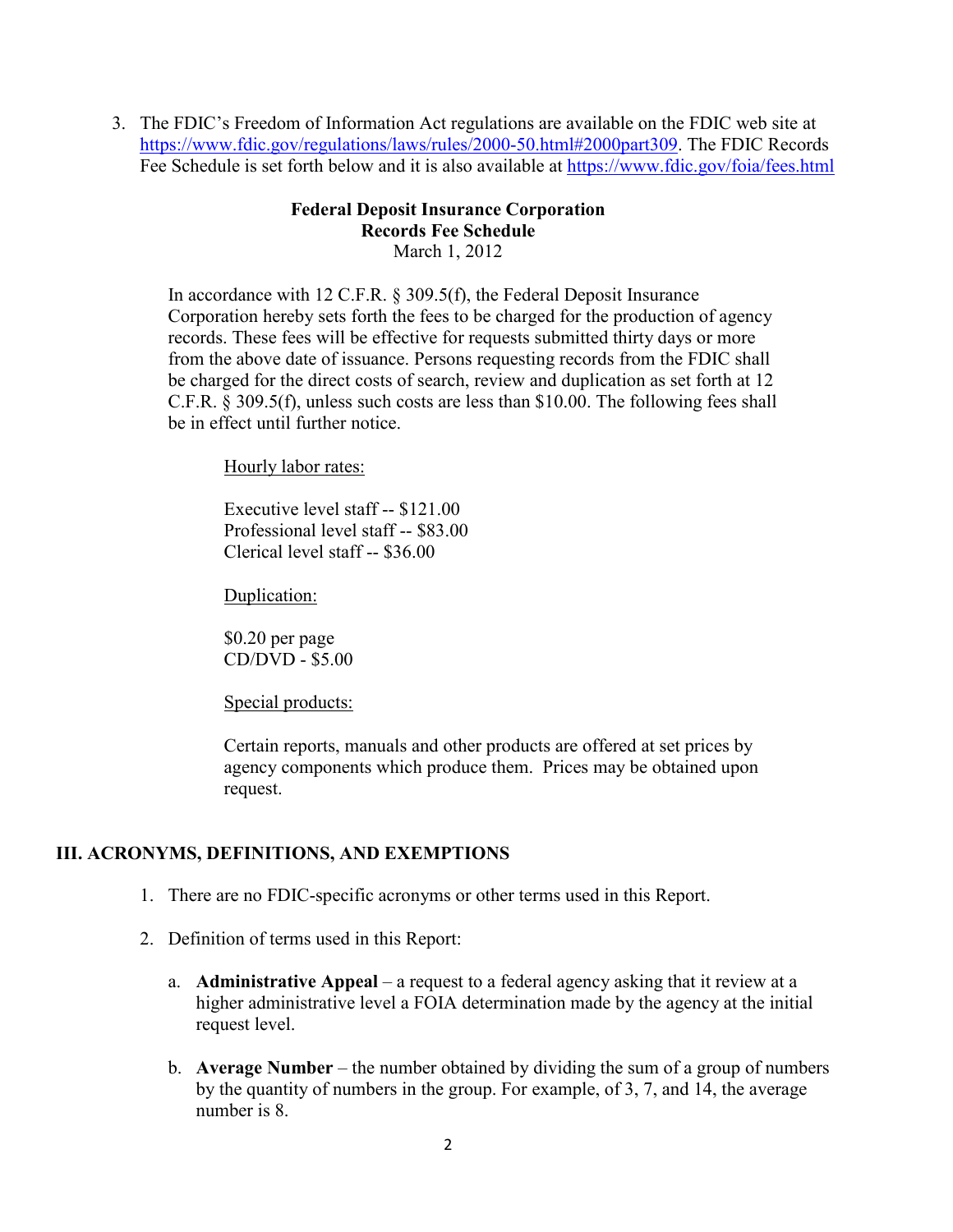3. The FDIC's Freedom of Information Act regulations are available on the FDIC web site at [https://www.fdic.gov/regulations/laws/rules/2000-50.html#2000part309](https://www.fdic.gov/regulations/laws/rules/2000-50.html#2000part309). The FDIC Records Fee Schedule is set forth below and it is also available at [https://www.fdic.gov/foia/fees.html](https://www.fdic.gov/foia/fees.html)

**Federal Deposit Insurance Corporation**
**Records Fee Schedule**
March 1, 2012

In accordance with 12 C.F.R. § 309.5(f), the Federal Deposit Insurance Corporation hereby sets forth the fees to be charged for the production of agency records. These fees will be effective for requests submitted thirty days or more from the above date of issuance. Persons requesting records from the FDIC shall be charged for the direct costs of search, review and duplication as set forth at 12 C.F.R. § 309.5(f), unless such costs are less than $10.00. The following fees shall be in effect until further notice.

<u>Hourly labor rates:</u>

Executive level staff -- $121.00
Professional level staff -- $83.00
Clerical level staff -- $36.00

<u>Duplication:</u>

$0.20 per page
CD/DVD - $5.00

<u>Special products:</u>

Certain reports, manuals and other products are offered at set prices by agency components which produce them. Prices may be obtained upon request.

## III. ACRONYMS, DEFINITIONS, AND EXEMPTIONS

1. There are no FDIC-specific acronyms or other terms used in this Report.

2. Definition of terms used in this Report:

   a. **Administrative Appeal** – a request to a federal agency asking that it review at a higher administrative level a FOIA determination made by the agency at the initial request level.

   b. **Average Number** – the number obtained by dividing the sum of a group of numbers by the quantity of numbers in the group. For example, of 3, 7, and 14, the average number is 8.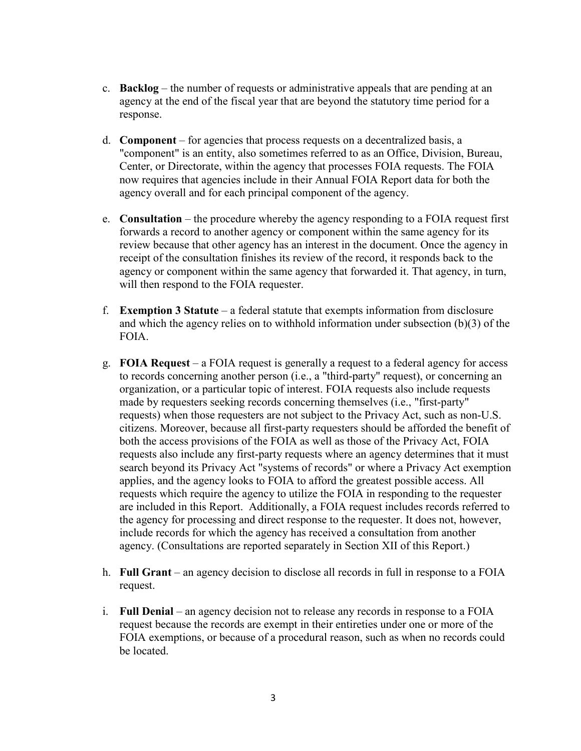c. **Backlog** – the number of requests or administrative appeals that are pending at an agency at the end of the fiscal year that are beyond the statutory time period for a response.

d. **Component** – for agencies that process requests on a decentralized basis, a "component" is an entity, also sometimes referred to as an Office, Division, Bureau, Center, or Directorate, within the agency that processes FOIA requests. The FOIA now requires that agencies include in their Annual FOIA Report data for both the agency overall and for each principal component of the agency.

e. **Consultation** – the procedure whereby the agency responding to a FOIA request first forwards a record to another agency or component within the same agency for its review because that other agency has an interest in the document. Once the agency in receipt of the consultation finishes its review of the record, it responds back to the agency or component within the same agency that forwarded it. That agency, in turn, will then respond to the FOIA requester.

f. **Exemption 3 Statute** – a federal statute that exempts information from disclosure and which the agency relies on to withhold information under subsection (b)(3) of the FOIA.

g. **FOIA Request** – a FOIA request is generally a request to a federal agency for access to records concerning another person (i.e., a "third-party" request), or concerning an organization, or a particular topic of interest. FOIA requests also include requests made by requesters seeking records concerning themselves (i.e., "first-party" requests) when those requesters are not subject to the Privacy Act, such as non-U.S. citizens. Moreover, because all first-party requesters should be afforded the benefit of both the access provisions of the FOIA as well as those of the Privacy Act, FOIA requests also include any first-party requests where an agency determines that it must search beyond its Privacy Act "systems of records" or where a Privacy Act exemption applies, and the agency looks to FOIA to afford the greatest possible access. All requests which require the agency to utilize the FOIA in responding to the requester are included in this Report. Additionally, a FOIA request includes records referred to the agency for processing and direct response to the requester. It does not, however, include records for which the agency has received a consultation from another agency. (Consultations are reported separately in Section XII of this Report.)

h. **Full Grant** – an agency decision to disclose all records in full in response to a FOIA request.

i. **Full Denial** – an agency decision not to release any records in response to a FOIA request because the records are exempt in their entireties under one or more of the FOIA exemptions, or because of a procedural reason, such as when no records could be located.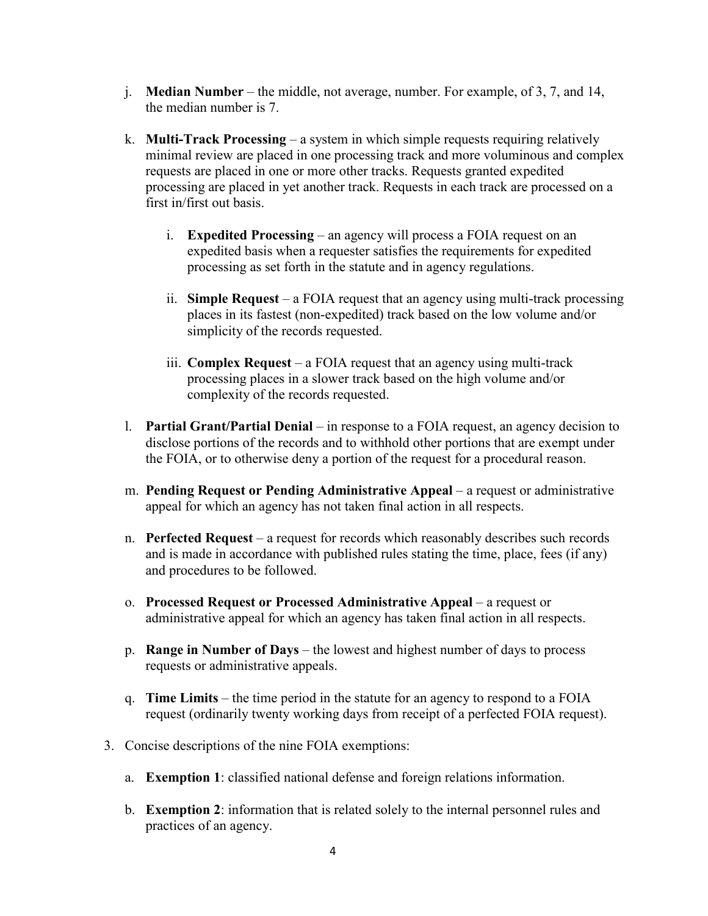j. **Median Number** – the middle, not average, number. For example, of 3, 7, and 14, the median number is 7.

k. **Multi-Track Processing** – a system in which simple requests requiring relatively minimal review are placed in one processing track and more voluminous and complex requests are placed in one or more other tracks. Requests granted expedited processing are placed in yet another track. Requests in each track are processed on a first in/first out basis.

   i. **Expedited Processing** – an agency will process a FOIA request on an expedited basis when a requester satisfies the requirements for expedited processing as set forth in the statute and in agency regulations.

   ii. **Simple Request** – a FOIA request that an agency using multi-track processing places in its fastest (non-expedited) track based on the low volume and/or simplicity of the records requested.

   iii. **Complex Request** – a FOIA request that an agency using multi-track processing places in a slower track based on the high volume and/or complexity of the records requested.

l. **Partial Grant/Partial Denial** – in response to a FOIA request, an agency decision to disclose portions of the records and to withhold other portions that are exempt under the FOIA, or to otherwise deny a portion of the request for a procedural reason.

m. **Pending Request or Pending Administrative Appeal** – a request or administrative appeal for which an agency has not taken final action in all respects.

n. **Perfected Request** – a request for records which reasonably describes such records and is made in accordance with published rules stating the time, place, fees (if any) and procedures to be followed.

o. **Processed Request or Processed Administrative Appeal** – a request or administrative appeal for which an agency has taken final action in all respects.

p. **Range in Number of Days** – the lowest and highest number of days to process requests or administrative appeals.

q. **Time Limits** – the time period in the statute for an agency to respond to a FOIA request (ordinarily twenty working days from receipt of a perfected FOIA request).

3. Concise descriptions of the nine FOIA exemptions:

   a. **Exemption 1**: classified national defense and foreign relations information.

   b. **Exemption 2**: information that is related solely to the internal personnel rules and practices of an agency.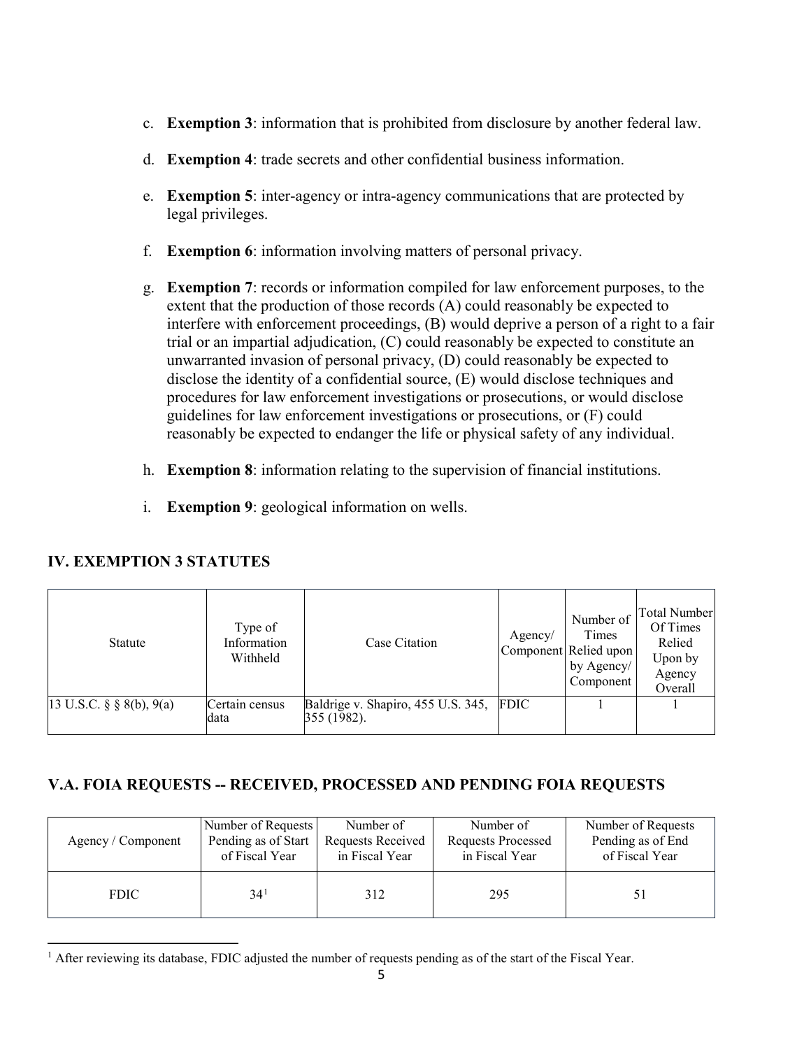c. **Exemption 3**: information that is prohibited from disclosure by another federal law.

d. **Exemption 4**: trade secrets and other confidential business information.

e. **Exemption 5**: inter-agency or intra-agency communications that are protected by legal privileges.

f. **Exemption 6**: information involving matters of personal privacy.

g. **Exemption 7**: records or information compiled for law enforcement purposes, to the extent that the production of those records (A) could reasonably be expected to interfere with enforcement proceedings, (B) would deprive a person of a right to a fair trial or an impartial adjudication, (C) could reasonably be expected to constitute an unwarranted invasion of personal privacy, (D) could reasonably be expected to disclose the identity of a confidential source, (E) would disclose techniques and procedures for law enforcement investigations or prosecutions, or would disclose guidelines for law enforcement investigations or prosecutions, or (F) could reasonably be expected to endanger the life or physical safety of any individual.

h. **Exemption 8**: information relating to the supervision of financial institutions.

i. **Exemption 9**: geological information on wells.

## IV. EXEMPTION 3 STATUTES

| Statute | Type of Information Withheld | Case Citation | Agency/ Component | Number of Times Relied upon by Agency/ Component | Total Number Of Times Relied Upon by Agency Overall |
|---|---|---|---|---|---|
| 13 U.S.C. § § 8(b), 9(a) | Certain census data | Baldrige v. Shapiro, 455 U.S. 345, 355 (1982). | FDIC | 1 | 1 |

## V.A. FOIA REQUESTS -- RECEIVED, PROCESSED AND PENDING FOIA REQUESTS

| Agency / Component | Number of Requests Pending as of Start of Fiscal Year | Number of Requests Received in Fiscal Year | Number of Requests Processed in Fiscal Year | Number of Requests Pending as of End of Fiscal Year |
|---|---|---|---|---|
| FDIC | 34[1] | 312 | 295 | 51 |

[1] After reviewing its database, FDIC adjusted the number of requests pending as of the start of the Fiscal Year.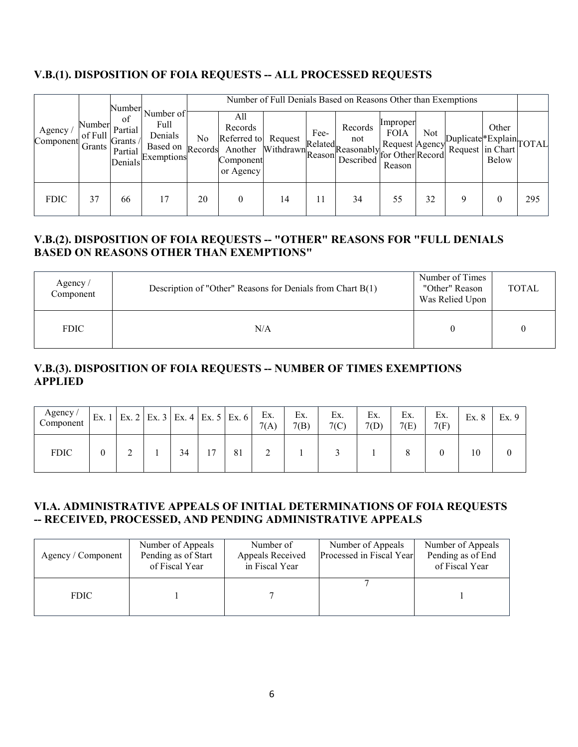## V.B.(1). DISPOSITION OF FOIA REQUESTS -- ALL PROCESSED REQUESTS

| Agency / Component | Number of Full Grants | Number of Partial Grants / Partial Denials | Number of Full Denials Based on Exemptions | Number of Full Denials Based on Reasons Other than Exemptions | | | | | | | | | TOTAL |
|---|---|---|---|---|---|---|---|---|---|---|---|---|---|
| | | | | No Records | All Records Referred to Another Component or Agency | Request Withdrawn | Fee-Related Reason | Records not Reasonably Described | Improper FOIA Request for Other Reason | Not Agency Record | Duplicate Request | Other *Explain in Chart Below | |
| FDIC | 37 | 66 | 17 | 20 | 0 | 14 | 11 | 34 | 55 | 32 | 9 | 0 | 295 |

## V.B.(2). DISPOSITION OF FOIA REQUESTS -- "OTHER" REASONS FOR "FULL DENIALS BASED ON REASONS OTHER THAN EXEMPTIONS"

| Agency / Component | Description of "Other" Reasons for Denials from Chart B(1) | Number of Times "Other" Reason Was Relied Upon | TOTAL |
|---|---|---|---|
| FDIC | N/A | 0 | 0 |

## V.B.(3). DISPOSITION OF FOIA REQUESTS -- NUMBER OF TIMES EXEMPTIONS APPLIED

| Agency / Component | Ex. 1 | Ex. 2 | Ex. 3 | Ex. 4 | Ex. 5 | Ex. 6 | Ex. 7(A) | Ex. 7(B) | Ex. 7(C) | Ex. 7(D) | Ex. 7(E) | Ex. 7(F) | Ex. 8 | Ex. 9 |
|---|---|---|---|---|---|---|---|---|---|---|---|---|---|---|
| FDIC | 0 | 2 | 1 | 34 | 17 | 81 | 2 | 1 | 3 | 1 | 8 | 0 | 10 | 0 |

## VI.A. ADMINISTRATIVE APPEALS OF INITIAL DETERMINATIONS OF FOIA REQUESTS -- RECEIVED, PROCESSED, AND PENDING ADMINISTRATIVE APPEALS

| Agency / Component | Number of Appeals Pending as of Start of Fiscal Year | Number of Appeals Received in Fiscal Year | Number of Appeals Processed in Fiscal Year | Number of Appeals Pending as of End of Fiscal Year |
|---|---|---|---|---|
| FDIC | 1 | 7 | 7 | 1 |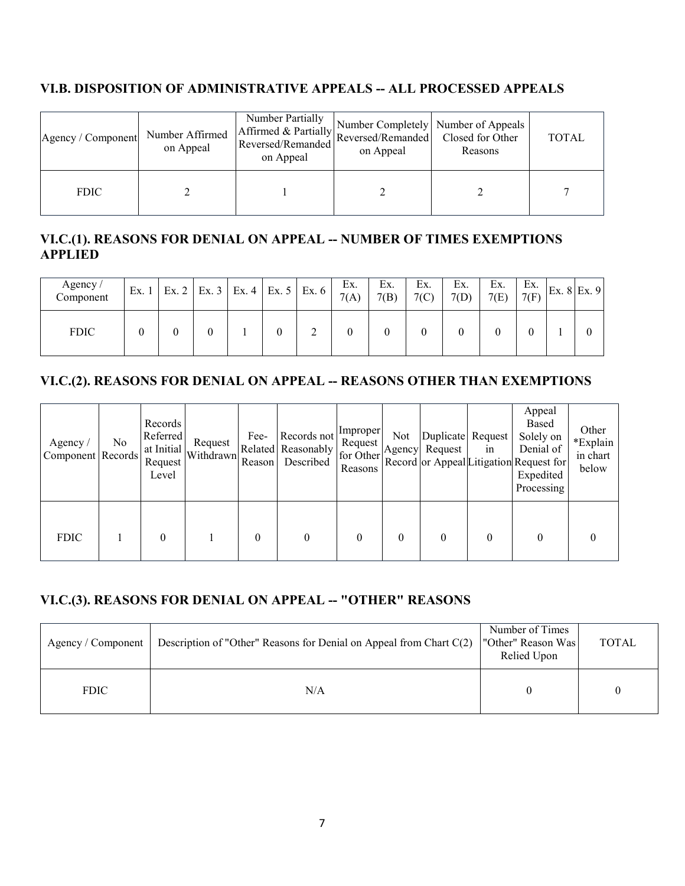## VI.B. DISPOSITION OF ADMINISTRATIVE APPEALS -- ALL PROCESSED APPEALS

| Agency / Component | Number Affirmed on Appeal | Number Partially Affirmed & Partially Reversed/Remanded on Appeal | Number Completely Reversed/Remanded on Appeal | Number of Appeals Closed for Other Reasons | TOTAL |
|---|---|---|---|---|---|
| FDIC | 2 | 1 | 2 | 2 | 7 |

## VI.C.(1). REASONS FOR DENIAL ON APPEAL -- NUMBER OF TIMES EXEMPTIONS APPLIED

| Agency / Component | Ex. 1 | Ex. 2 | Ex. 3 | Ex. 4 | Ex. 5 | Ex. 6 | Ex. 7(A) | Ex. 7(B) | Ex. 7(C) | Ex. 7(D) | Ex. 7(E) | Ex. 7(F) | Ex. 8 | Ex. 9 |
|---|---|---|---|---|---|---|---|---|---|---|---|---|---|---|
| FDIC | 0 | 0 | 0 | 1 | 0 | 2 | 0 | 0 | 0 | 0 | 0 | 0 | 1 | 0 |

## VI.C.(2). REASONS FOR DENIAL ON APPEAL -- REASONS OTHER THAN EXEMPTIONS

| Agency / Component | No Records | Records Referred at Initial Request Level | Request Withdrawn | Fee-Related Reason | Records not Reasonably Described | Improper Request for Other Reasons | Not Agency Record | Duplicate Request or Appeal | Request in Litigation | Appeal Based Solely on Denial of Request for Expedited Processing | Other *Explain in chart below |
|---|---|---|---|---|---|---|---|---|---|---|---|
| FDIC | 1 | 0 | 1 | 0 | 0 | 0 | 0 | 0 | 0 | 0 | 0 |

## VI.C.(3). REASONS FOR DENIAL ON APPEAL -- "OTHER" REASONS

| Agency / Component | Description of "Other" Reasons for Denial on Appeal from Chart C(2) | Number of Times "Other" Reason Was Relied Upon | TOTAL |
|---|---|---|---|
| FDIC | N/A | 0 | 0 |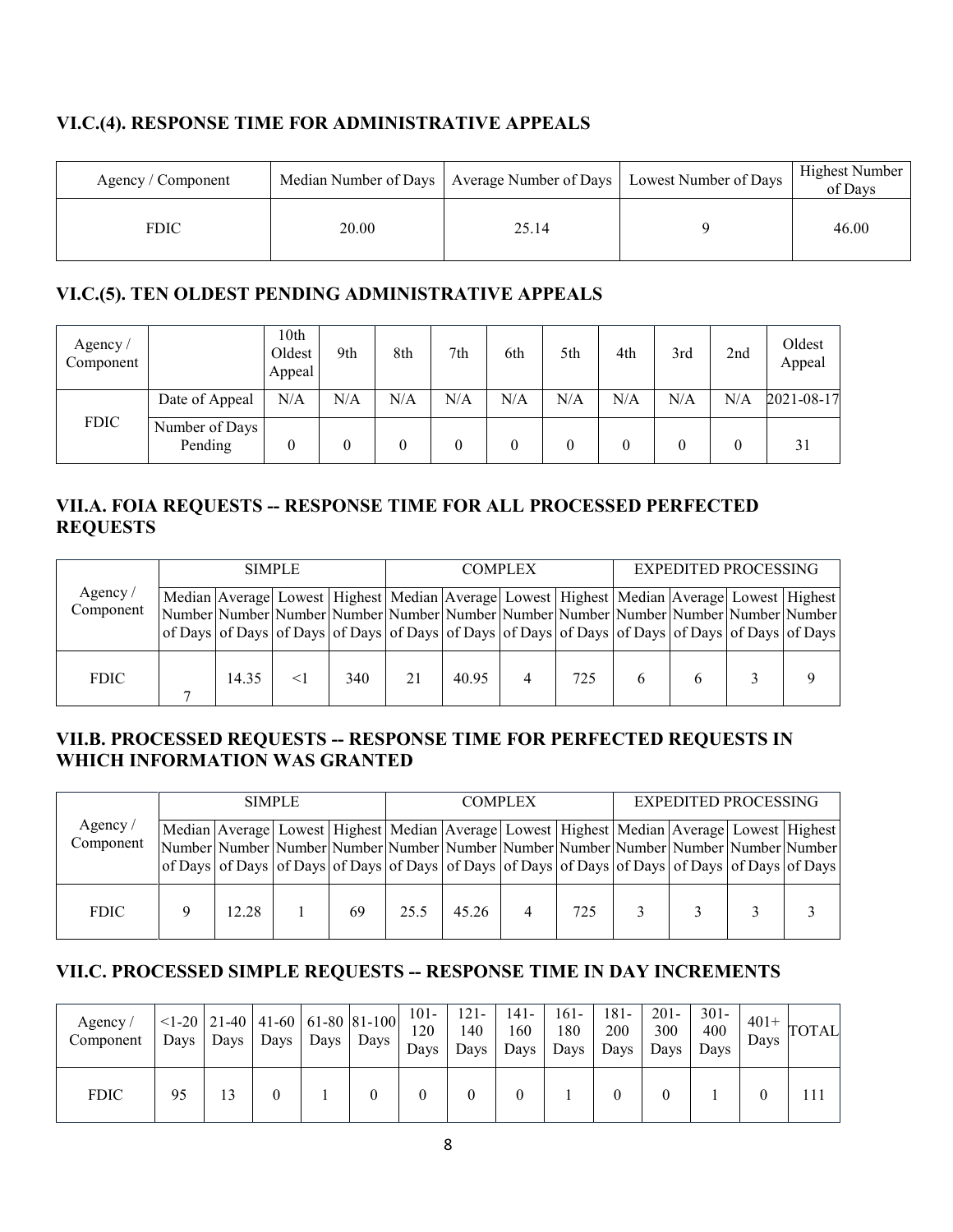### VI.C.(4). RESPONSE TIME FOR ADMINISTRATIVE APPEALS

| Agency / Component | Median Number of Days | Average Number of Days | Lowest Number of Days | Highest Number of Days |
|---|---|---|---|---|
| FDIC | 20.00 | 25.14 | 9 | 46.00 |

### VI.C.(5). TEN OLDEST PENDING ADMINISTRATIVE APPEALS

| Agency / Component | | 10th Oldest Appeal | 9th | 8th | 7th | 6th | 5th | 4th | 3rd | 2nd | Oldest Appeal |
|---|---|---|---|---|---|---|---|---|---|---|---|
| FDIC | Date of Appeal | N/A | N/A | N/A | N/A | N/A | N/A | N/A | N/A | N/A | 2021-08-17 |
| | Number of Days Pending | 0 | 0 | 0 | 0 | 0 | 0 | 0 | 0 | 0 | 31 |

### VII.A. FOIA REQUESTS -- RESPONSE TIME FOR ALL PROCESSED PERFECTED REQUESTS

| Agency / Component | SIMPLE | | | | COMPLEX | | | | EXPEDITED PROCESSING | | | |
|---|---|---|---|---|---|---|---|---|---|---|---|---|
| | Median Number of Days | Average Number of Days | Lowest Number of Days | Highest Number of Days | Median Number of Days | Average Number of Days | Lowest Number of Days | Highest Number of Days | Median Number of Days | Average Number of Days | Lowest Number of Days | Highest Number of Days |
| FDIC | 7 | 14.35 | <1 | 340 | 21 | 40.95 | 4 | 725 | 6 | 6 | 3 | 9 |

### VII.B. PROCESSED REQUESTS -- RESPONSE TIME FOR PERFECTED REQUESTS IN WHICH INFORMATION WAS GRANTED

| Agency / Component | SIMPLE | | | | COMPLEX | | | | EXPEDITED PROCESSING | | | |
|---|---|---|---|---|---|---|---|---|---|---|---|---|
| | Median Number of Days | Average Number of Days | Lowest Number of Days | Highest Number of Days | Median Number of Days | Average Number of Days | Lowest Number of Days | Highest Number of Days | Median Number of Days | Average Number of Days | Lowest Number of Days | Highest Number of Days |
| FDIC | 9 | 12.28 | 1 | 69 | 25.5 | 45.26 | 4 | 725 | 3 | 3 | 3 | 3 |

### VII.C. PROCESSED SIMPLE REQUESTS -- RESPONSE TIME IN DAY INCREMENTS

| Agency / Component | <1-20 Days | 21-40 Days | 41-60 Days | 61-80 Days | 81-100 Days | 101-120 Days | 121-140 Days | 141-160 Days | 161-180 Days | 181-200 Days | 201-300 Days | 301-400 Days | 401+ Days | TOTAL |
|---|---|---|---|---|---|---|---|---|---|---|---|---|---|---|
| FDIC | 95 | 13 | 0 | 1 | 0 | 0 | 0 | 0 | 1 | 0 | 0 | 1 | 0 | 111 |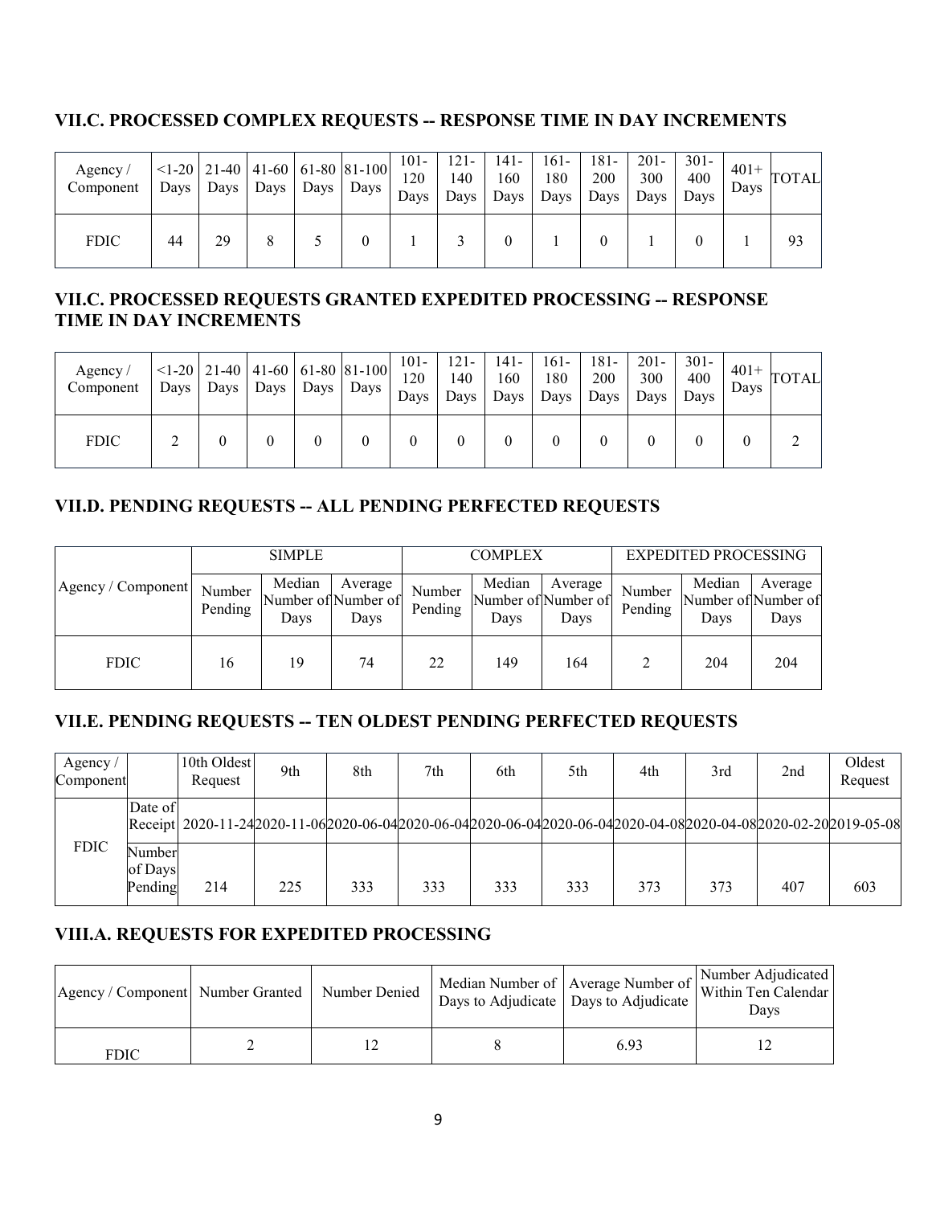## VII.C. PROCESSED COMPLEX REQUESTS -- RESPONSE TIME IN DAY INCREMENTS

| Agency / Component | <1-20 Days | 21-40 Days | 41-60 Days | 61-80 Days | 81-100 Days | 101-120 Days | 121-140 Days | 141-160 Days | 161-180 Days | 181-200 Days | 201-300 Days | 301-400 Days | 401+ Days | TOTAL |
|---|---|---|---|---|---|---|---|---|---|---|---|---|---|---|
| FDIC | 44 | 29 | 8 | 5 | 0 | 1 | 3 | 0 | 1 | 0 | 1 | 0 | 1 | 93 |

## VII.C. PROCESSED REQUESTS GRANTED EXPEDITED PROCESSING -- RESPONSE TIME IN DAY INCREMENTS

| Agency / Component | <1-20 Days | 21-40 Days | 41-60 Days | 61-80 Days | 81-100 Days | 101-120 Days | 121-140 Days | 141-160 Days | 161-180 Days | 181-200 Days | 201-300 Days | 301-400 Days | 401+ Days | TOTAL |
|---|---|---|---|---|---|---|---|---|---|---|---|---|---|---|
| FDIC | 2 | 0 | 0 | 0 | 0 | 0 | 0 | 0 | 0 | 0 | 0 | 0 | 0 | 2 |

## VII.D. PENDING REQUESTS -- ALL PENDING PERFECTED REQUESTS

| Agency / Component | SIMPLE | | | COMPLEX | | | EXPEDITED PROCESSING | | |
|---|---|---|---|---|---|---|---|---|---|
| | Number Pending | Median Number of Days | Average Number of Days | Number Pending | Median Number of Days | Average Number of Days | Number Pending | Median Number of Days | Average Number of Days |
| FDIC | 16 | 19 | 74 | 22 | 149 | 164 | 2 | 204 | 204 |

## VII.E. PENDING REQUESTS -- TEN OLDEST PENDING PERFECTED REQUESTS

| Agency / Component | | 10th Oldest Request | 9th | 8th | 7th | 6th | 5th | 4th | 3rd | 2nd | Oldest Request |
|---|---|---|---|---|---|---|---|---|---|---|---|
| FDIC | Date of Receipt | 2020-11-24 | 2020-11-06 | 2020-06-04 | 2020-06-04 | 2020-06-04 | 2020-06-04 | 2020-04-08 | 2020-04-08 | 2020-02-20 | 2019-05-08 |
| | Number of Days Pending | 214 | 225 | 333 | 333 | 333 | 333 | 373 | 373 | 407 | 603 |

## VIII.A. REQUESTS FOR EXPEDITED PROCESSING

| Agency / Component | Number Granted | Number Denied | Median Number of Days to Adjudicate | Average Number of Days to Adjudicate | Number Adjudicated Within Ten Calendar Days |
|---|---|---|---|---|---|
| FDIC | 2 | 12 | 8 | 6.93 | 12 |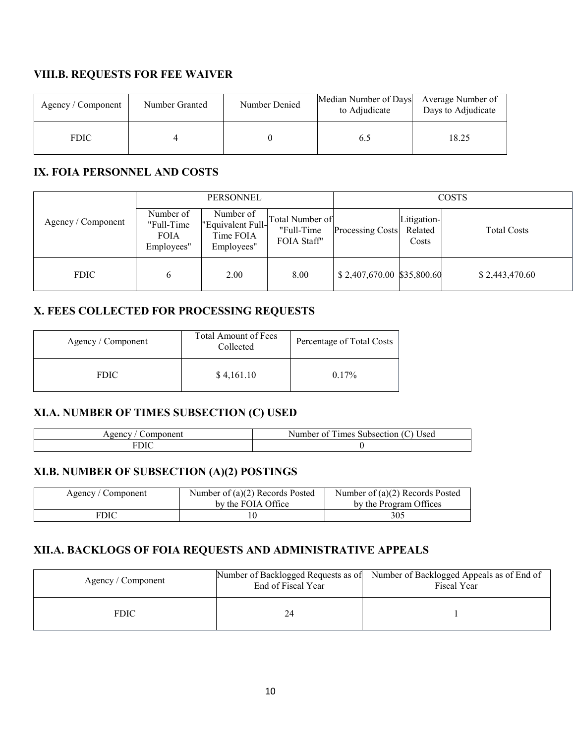## VIII.B. REQUESTS FOR FEE WAIVER

| Agency / Component | Number Granted | Number Denied | Median Number of Days to Adjudicate | Average Number of Days to Adjudicate |
|---|---|---|---|---|
| FDIC | 4 | 0 | 6.5 | 18.25 |

## IX. FOIA PERSONNEL AND COSTS

| Agency / Component | PERSONNEL | | | COSTS | | |
|---|---|---|---|---|---|---|
| | Number of "Full-Time FOIA Employees" | Number of "Equivalent Full-Time FOIA Employees" | Total Number of "Full-Time FOIA Staff" | Processing Costs | Litigation-Related Costs | Total Costs |
| FDIC | 6 | 2.00 | 8.00 | $ 2,407,670.00 | $35,800.60 | $ 2,443,470.60 |

## X. FEES COLLECTED FOR PROCESSING REQUESTS

| Agency / Component | Total Amount of Fees Collected | Percentage of Total Costs |
|---|---|---|
| FDIC | $ 4,161.10 | 0.17% |

## XI.A. NUMBER OF TIMES SUBSECTION (C) USED

| Agency / Component | Number of Times Subsection (C) Used |
|---|---|
| FDIC | 0 |

## XI.B. NUMBER OF SUBSECTION (A)(2) POSTINGS

| Agency / Component | Number of (a)(2) Records Posted by the FOIA Office | Number of (a)(2) Records Posted by the Program Offices |
|---|---|---|
| FDIC | 10 | 305 |

## XII.A. BACKLOGS OF FOIA REQUESTS AND ADMINISTRATIVE APPEALS

| Agency / Component | Number of Backlogged Requests as of End of Fiscal Year | Number of Backlogged Appeals as of End of Fiscal Year |
|---|---|---|
| FDIC | 24 | 1 |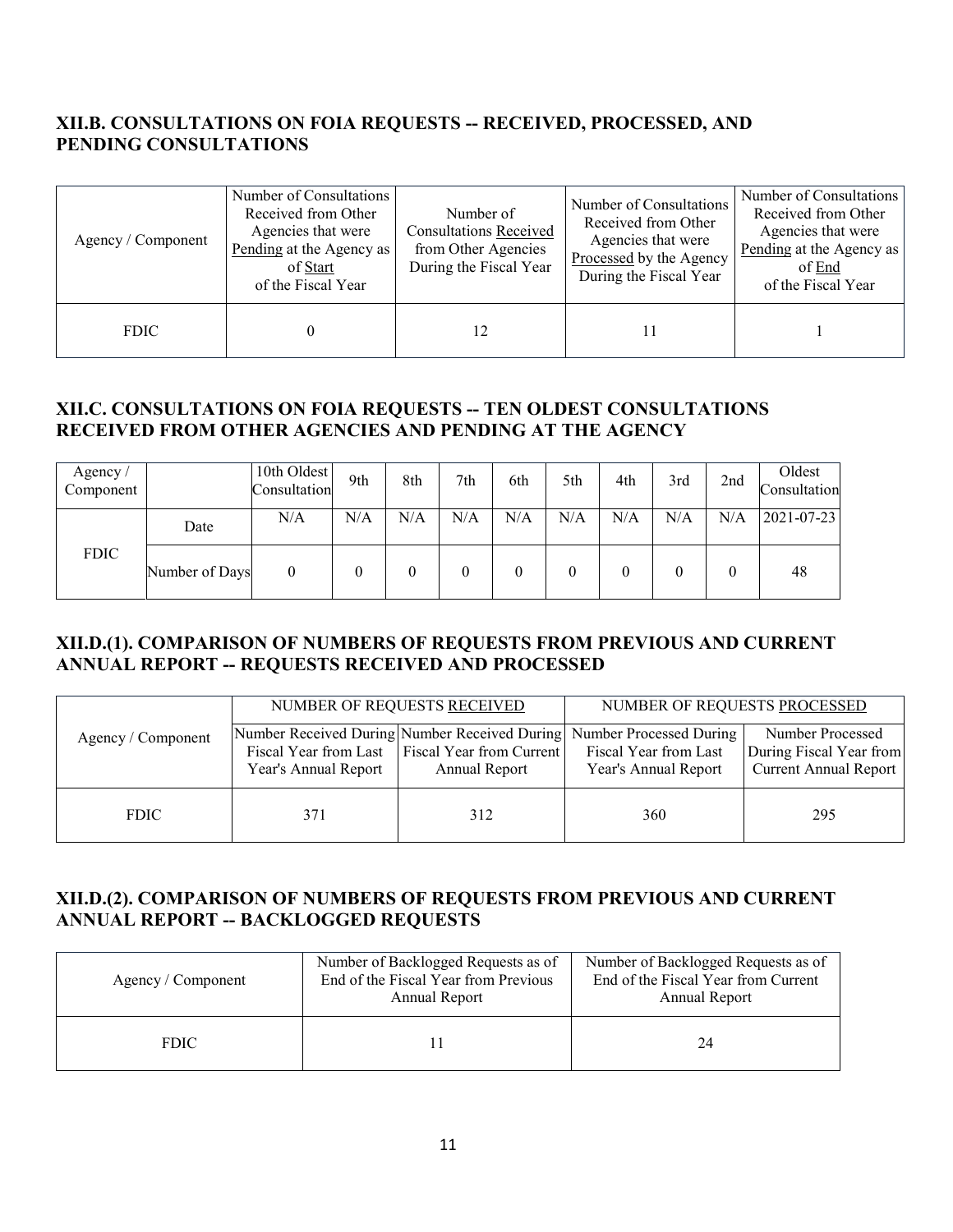## XII.B. CONSULTATIONS ON FOIA REQUESTS -- RECEIVED, PROCESSED, AND PENDING CONSULTATIONS

| Agency / Component | Number of Consultations Received from Other Agencies that were Pending at the Agency as of Start of the Fiscal Year | Number of Consultations Received from Other Agencies During the Fiscal Year | Number of Consultations Received from Other Agencies that were Processed by the Agency During the Fiscal Year | Number of Consultations Received from Other Agencies that were Pending at the Agency as of End of the Fiscal Year |
|---|---|---|---|---|
| FDIC | 0 | 12 | 11 | 1 |

## XII.C. CONSULTATIONS ON FOIA REQUESTS -- TEN OLDEST CONSULTATIONS RECEIVED FROM OTHER AGENCIES AND PENDING AT THE AGENCY

| Agency / Component | | 10th Oldest Consultation | 9th | 8th | 7th | 6th | 5th | 4th | 3rd | 2nd | Oldest Consultation |
|---|---|---|---|---|---|---|---|---|---|---|---|
| FDIC | Date | N/A | N/A | N/A | N/A | N/A | N/A | N/A | N/A | N/A | 2021-07-23 |
| | Number of Days | 0 | 0 | 0 | 0 | 0 | 0 | 0 | 0 | 0 | 48 |

## XII.D.(1). COMPARISON OF NUMBERS OF REQUESTS FROM PREVIOUS AND CURRENT ANNUAL REPORT -- REQUESTS RECEIVED AND PROCESSED

| Agency / Component | NUMBER OF REQUESTS RECEIVED | | NUMBER OF REQUESTS PROCESSED | |
|---|---|---|---|---|
| | Number Received During Fiscal Year from Last Year's Annual Report | Number Received During Fiscal Year from Current Annual Report | Number Processed During Fiscal Year from Last Year's Annual Report | Number Processed During Fiscal Year from Current Annual Report |
| FDIC | 371 | 312 | 360 | 295 |

## XII.D.(2). COMPARISON OF NUMBERS OF REQUESTS FROM PREVIOUS AND CURRENT ANNUAL REPORT -- BACKLOGGED REQUESTS

| Agency / Component | Number of Backlogged Requests as of End of the Fiscal Year from Previous Annual Report | Number of Backlogged Requests as of End of the Fiscal Year from Current Annual Report |
|---|---|---|
| FDIC | 11 | 24 |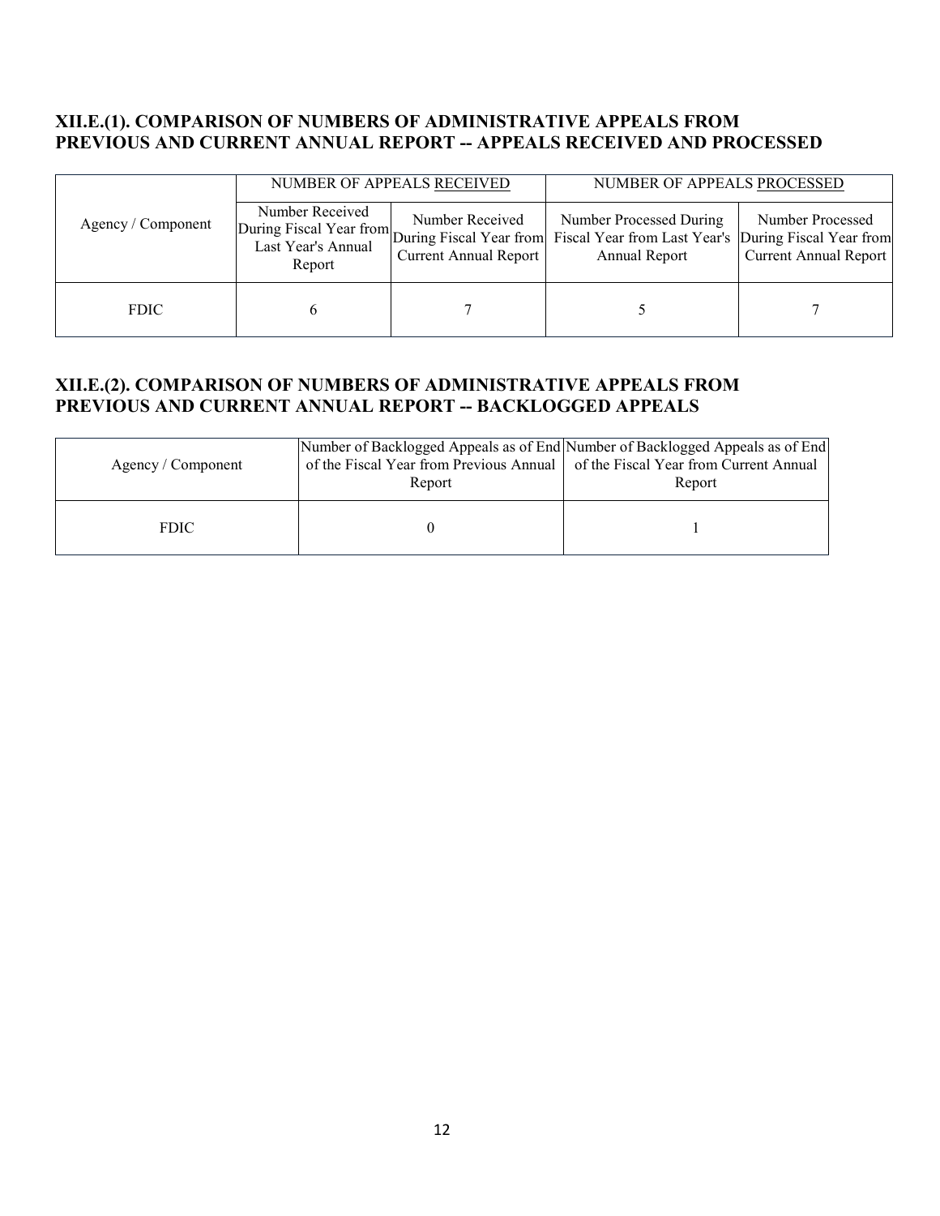### XII.E.(1). COMPARISON OF NUMBERS OF ADMINISTRATIVE APPEALS FROM PREVIOUS AND CURRENT ANNUAL REPORT -- APPEALS RECEIVED AND PROCESSED

| Agency / Component | NUMBER OF APPEALS RECEIVED | | NUMBER OF APPEALS PROCESSED | |
|---|---|---|---|---|
| | Number Received During Fiscal Year from Last Year's Annual Report | Number Received During Fiscal Year from Current Annual Report | Number Processed During Fiscal Year from Last Year's Annual Report | Number Processed During Fiscal Year from Current Annual Report |
| FDIC | 6 | 7 | 5 | 7 |

### XII.E.(2). COMPARISON OF NUMBERS OF ADMINISTRATIVE APPEALS FROM PREVIOUS AND CURRENT ANNUAL REPORT -- BACKLOGGED APPEALS

| Agency / Component | Number of Backlogged Appeals as of End of the Fiscal Year from Previous Annual Report | Number of Backlogged Appeals as of End of the Fiscal Year from Current Annual Report |
|---|---|---|
| FDIC | 0 | 1 |